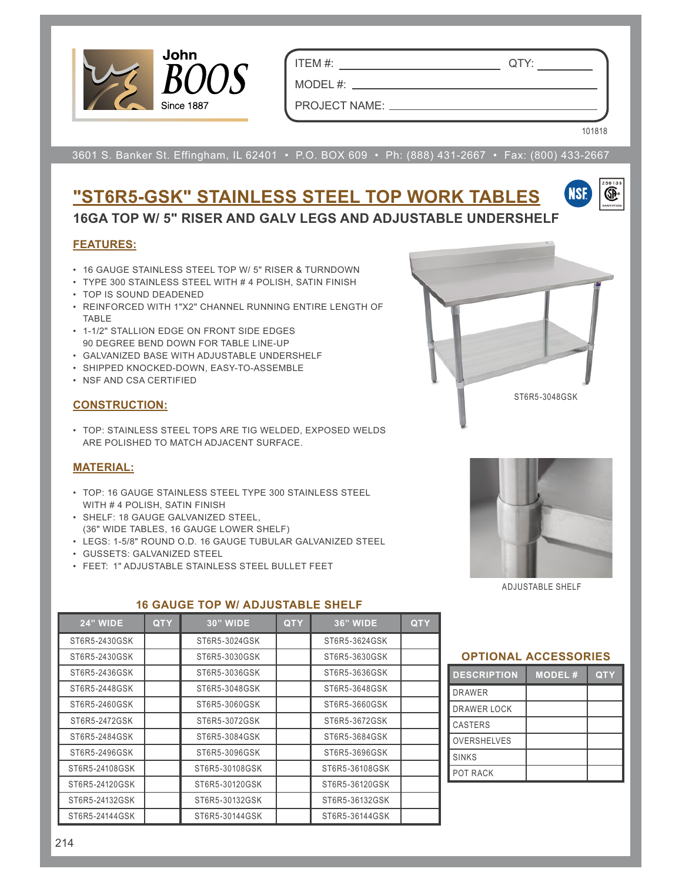John BOOS
Since 1887

ITEM #: ____________ QTY: ________

MODEL #: ____________

PROJECT NAME: ____________

101818

3601 S. Banker St. Effingham, IL 62401 • P.O. BOX 609 • Ph: (888) 431-2667 • Fax: (800) 433-2667

# "ST6R5-GSK" STAINLESS STEEL TOP WORK TABLES

## 16GA TOP W/ 5" RISER AND GALV LEGS AND ADJUSTABLE UNDERSHELF

### FEATURES:

- 16 GAUGE STAINLESS STEEL TOP W/ 5" RISER & TURNDOWN
- TYPE 300 STAINLESS STEEL WITH # 4 POLISH, SATIN FINISH
- TOP IS SOUND DEADENED
- REINFORCED WITH 1"X2" CHANNEL RUNNING ENTIRE LENGTH OF TABLE
- 1-1/2" STALLION EDGE ON FRONT SIDE EDGES
  90 DEGREE BEND DOWN FOR TABLE LINE-UP
- GALVANIZED BASE WITH ADJUSTABLE UNDERSHELF
- SHIPPED KNOCKED-DOWN, EASY-TO-ASSEMBLE
- NSF AND CSA CERTIFIED

ST6R5-3048GSK

### CONSTRUCTION:

- TOP: STAINLESS STEEL TOPS ARE TIG WELDED, EXPOSED WELDS ARE POLISHED TO MATCH ADJACENT SURFACE.

### MATERIAL:

- TOP: 16 GAUGE STAINLESS STEEL TYPE 300 STAINLESS STEEL WITH # 4 POLISH, SATIN FINISH
- SHELF: 18 GAUGE GALVANIZED STEEL, (36" WIDE TABLES, 16 GAUGE LOWER SHELF)
- LEGS: 1-5/8" ROUND O.D. 16 GAUGE TUBULAR GALVANIZED STEEL
- GUSSETS: GALVANIZED STEEL
- FEET: 1" ADJUSTABLE STAINLESS STEEL BULLET FEET

ADJUSTABLE SHELF

### 16 GAUGE TOP W/ ADJUSTABLE SHELF

| 24" WIDE | QTY | 30" WIDE | QTY | 36" WIDE | QTY |
|---|---|---|---|---|---|
| ST6R5-2430GSK | | ST6R5-3024GSK | | ST6R5-3624GSK | |
| ST6R5-2430GSK | | ST6R5-3030GSK | | ST6R5-3630GSK | |
| ST6R5-2436GSK | | ST6R5-3036GSK | | ST6R5-3636GSK | |
| ST6R5-2448GSK | | ST6R5-3048GSK | | ST6R5-3648GSK | |
| ST6R5-2460GSK | | ST6R5-3060GSK | | ST6R5-3660GSK | |
| ST6R5-2472GSK | | ST6R5-3072GSK | | ST6R5-3672GSK | |
| ST6R5-2484GSK | | ST6R5-3084GSK | | ST6R5-3684GSK | |
| ST6R5-2496GSK | | ST6R5-3096GSK | | ST6R5-3696GSK | |
| ST6R5-24108GSK | | ST6R5-30108GSK | | ST6R5-36108GSK | |
| ST6R5-24120GSK | | ST6R5-30120GSK | | ST6R5-36120GSK | |
| ST6R5-24132GSK | | ST6R5-30132GSK | | ST6R5-36132GSK | |
| ST6R5-24144GSK | | ST6R5-30144GSK | | ST6R5-36144GSK | |

### OPTIONAL ACCESSORIES

| DESCRIPTION | MODEL # | QTY |
|---|---|---|
| DRAWER | | |
| DRAWER LOCK | | |
| CASTERS | | |
| OVERSHELVES | | |
| SINKS | | |
| POT RACK | | |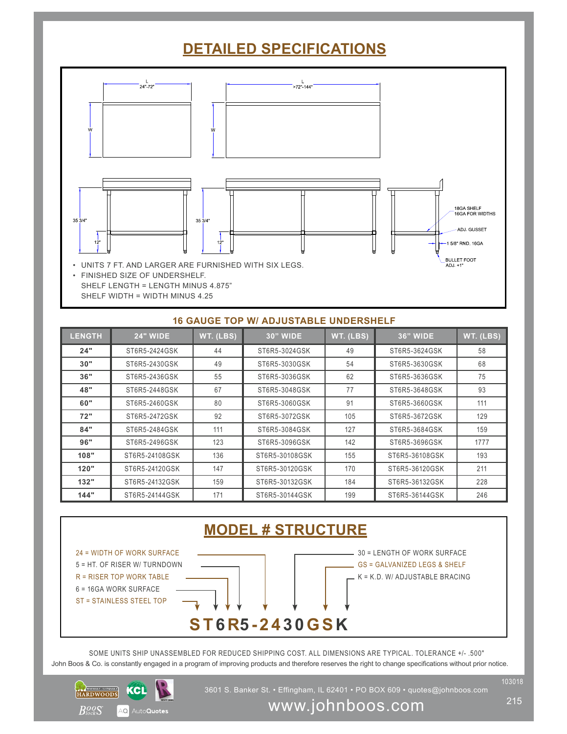# DETAILED SPECIFICATIONS

L
24"-72"

L
>72"-144"

W

W

35 3/4"

12"

35 3/4"

12"

18GA SHELF
16GA FOR WIDTHS

ADJ. GUSSET

1 5/8" RND. 16GA

BULLET FOOT
ADJ. +1"

- UNITS 7 FT. AND LARGER ARE FURNISHED WITH SIX LEGS.
- FINISHED SIZE OF UNDERSHELF.
  SHELF LENGTH = LENGTH MINUS 4.875"
  SHELF WIDTH = WIDTH MINUS 4.25

### 16 GAUGE TOP W/ ADJUSTABLE UNDERSHELF

| LENGTH | 24" WIDE | WT. (LBS) | 30" WIDE | WT. (LBS) | 36" WIDE | WT. (LBS) |
|---|---|---|---|---|---|---|
| 24" | ST6R5-2424GSK | 44 | ST6R5-3024GSK | 49 | ST6R5-3624GSK | 58 |
| 30" | ST6R5-2430GSK | 49 | ST6R5-3030GSK | 54 | ST6R5-3630GSK | 68 |
| 36" | ST6R5-2436GSK | 55 | ST6R5-3036GSK | 62 | ST6R5-3636GSK | 75 |
| 48" | ST6R5-2448GSK | 67 | ST6R5-3048GSK | 77 | ST6R5-3648GSK | 93 |
| 60" | ST6R5-2460GSK | 80 | ST6R5-3060GSK | 91 | ST6R5-3660GSK | 111 |
| 72" | ST6R5-2472GSK | 92 | ST6R5-3072GSK | 105 | ST6R5-3672GSK | 129 |
| 84" | ST6R5-2484GSK | 111 | ST6R5-3084GSK | 127 | ST6R5-3684GSK | 159 |
| 96" | ST6R5-2496GSK | 123 | ST6R5-3096GSK | 142 | ST6R5-3696GSK | 1777 |
| 108" | ST6R5-24108GSK | 136 | ST6R5-30108GSK | 155 | ST6R5-36108GSK | 193 |
| 120" | ST6R5-24120GSK | 147 | ST6R5-30120GSK | 170 | ST6R5-36120GSK | 211 |
| 132" | ST6R5-24132GSK | 159 | ST6R5-30132GSK | 184 | ST6R5-36132GSK | 228 |
| 144" | ST6R5-24144GSK | 171 | ST6R5-30144GSK | 199 | ST6R5-36144GSK | 246 |

## MODEL # STRUCTURE

- 24 = WIDTH OF WORK SURFACE
- 5 = HT. OF RISER W/ TURNDOWN
- R = RISER TOP WORK TABLE
- 6 = 16GA WORK SURFACE
- ST = STAINLESS STEEL TOP
- 30 = LENGTH OF WORK SURFACE
- GS = GALVANIZED LEGS & SHELF
- K = K.D. W/ ADJUSTABLE BRACING

**ST6R5-2430GSK**

SOME UNITS SHIP UNASSEMBLED FOR REDUCED SHIPPING COST. ALL DIMENSIONS ARE TYPICAL. TOLERANCE +/- .500"

John Boos & Co. is constantly engaged in a program of improving products and therefore reserves the right to change specifications without prior notice.

3601 S. Banker St. • Effingham, IL 62401 • PO BOX 609 • quotes@johnboos.com

www.johnboos.com

103018